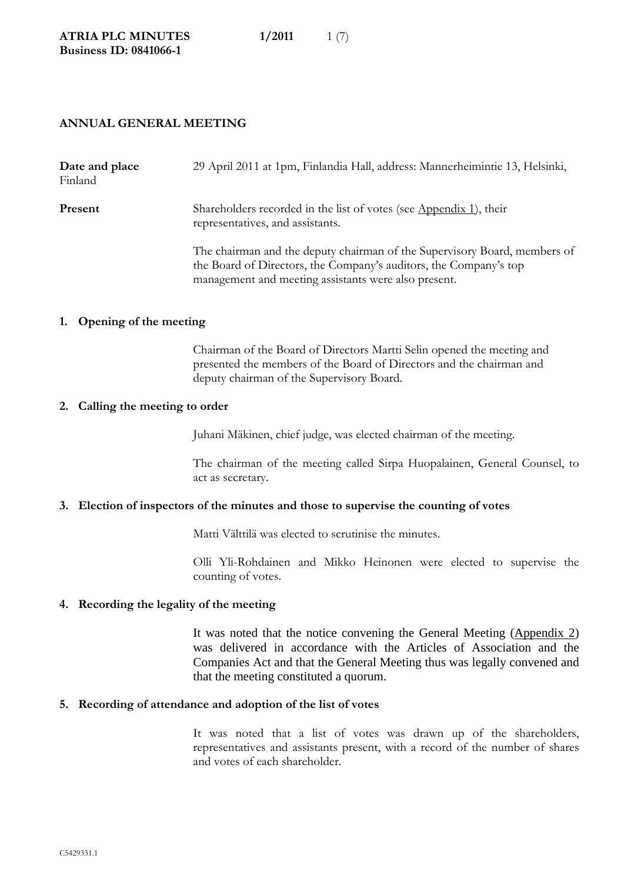**ATRIA PLC MINUTES** **1/2011**
**Business ID: 0841066-1**

## ANNUAL GENERAL MEETING

**Date and place** 29 April 2011 at 1pm, Finlandia Hall, address: Mannerheimintie 13, Helsinki, Finland

**Present** Shareholders recorded in the list of votes (see Appendix 1), their representatives, and assistants.

The chairman and the deputy chairman of the Supervisory Board, members of the Board of Directors, the Company's auditors, the Company's top management and meeting assistants were also present.

### 1. Opening of the meeting

Chairman of the Board of Directors Martti Selin opened the meeting and presented the members of the Board of Directors and the chairman and deputy chairman of the Supervisory Board.

### 2. Calling the meeting to order

Juhani Mäkinen, chief judge, was elected chairman of the meeting.

The chairman of the meeting called Sirpa Huopalainen, General Counsel, to act as secretary.

### 3. Election of inspectors of the minutes and those to supervise the counting of votes

Matti Välttilä was elected to scrutinise the minutes.

Olli Yli-Rohdainen and Mikko Heinonen were elected to supervise the counting of votes.

### 4. Recording the legality of the meeting

It was noted that the notice convening the General Meeting (Appendix 2) was delivered in accordance with the Articles of Association and the Companies Act and that the General Meeting thus was legally convened and that the meeting constituted a quorum.

### 5. Recording of attendance and adoption of the list of votes

It was noted that a list of votes was drawn up of the shareholders, representatives and assistants present, with a record of the number of shares and votes of each shareholder.

C5429331.1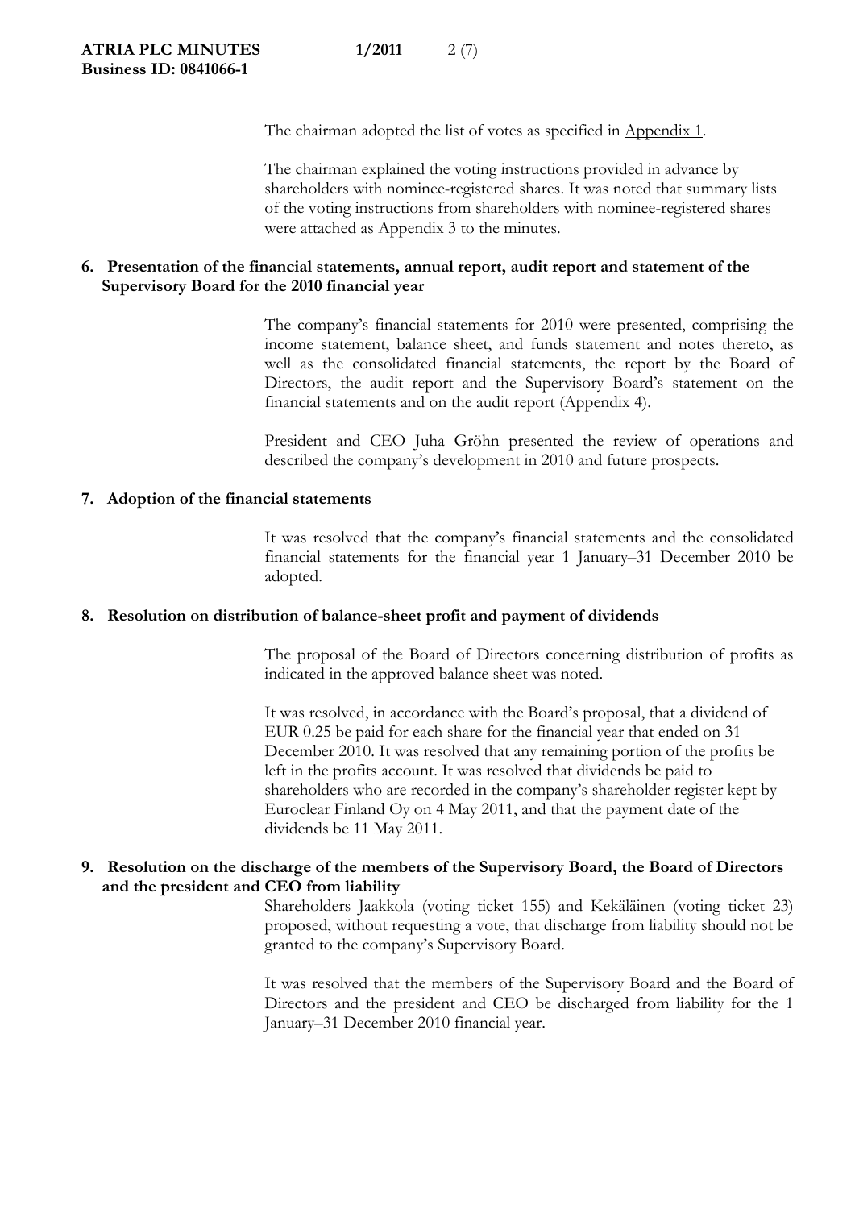The chairman adopted the list of votes as specified in Appendix 1.

The chairman explained the voting instructions provided in advance by shareholders with nominee-registered shares. It was noted that summary lists of the voting instructions from shareholders with nominee-registered shares were attached as Appendix 3 to the minutes.

## 6. Presentation of the financial statements, annual report, audit report and statement of the Supervisory Board for the 2010 financial year

The company's financial statements for 2010 were presented, comprising the income statement, balance sheet, and funds statement and notes thereto, as well as the consolidated financial statements, the report by the Board of Directors, the audit report and the Supervisory Board's statement on the financial statements and on the audit report (Appendix 4).

President and CEO Juha Gröhn presented the review of operations and described the company's development in 2010 and future prospects.

## 7. Adoption of the financial statements

It was resolved that the company's financial statements and the consolidated financial statements for the financial year 1 January–31 December 2010 be adopted.

## 8. Resolution on distribution of balance-sheet profit and payment of dividends

The proposal of the Board of Directors concerning distribution of profits as indicated in the approved balance sheet was noted.

It was resolved, in accordance with the Board's proposal, that a dividend of EUR 0.25 be paid for each share for the financial year that ended on 31 December 2010. It was resolved that any remaining portion of the profits be left in the profits account. It was resolved that dividends be paid to shareholders who are recorded in the company's shareholder register kept by Euroclear Finland Oy on 4 May 2011, and that the payment date of the dividends be 11 May 2011.

## 9. Resolution on the discharge of the members of the Supervisory Board, the Board of Directors and the president and CEO from liability

Shareholders Jaakkola (voting ticket 155) and Kekäläinen (voting ticket 23) proposed, without requesting a vote, that discharge from liability should not be granted to the company's Supervisory Board.

It was resolved that the members of the Supervisory Board and the Board of Directors and the president and CEO be discharged from liability for the 1 January–31 December 2010 financial year.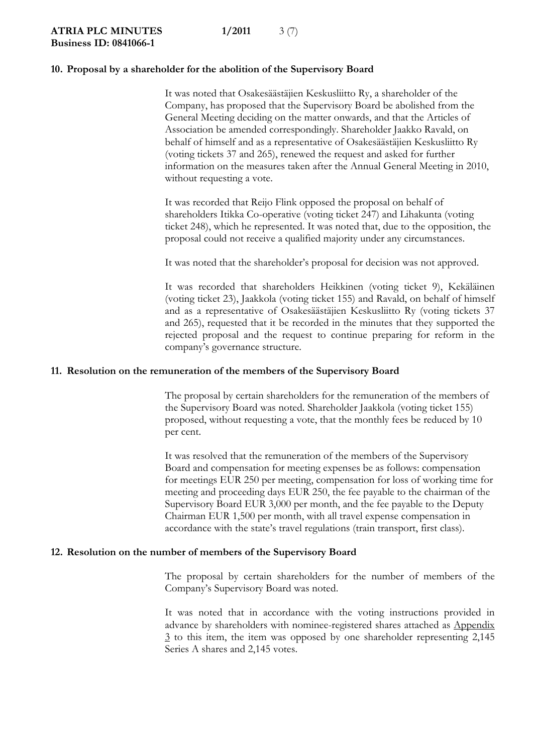## 10. Proposal by a shareholder for the abolition of the Supervisory Board

It was noted that Osakesäästäjien Keskusliitto Ry, a shareholder of the Company, has proposed that the Supervisory Board be abolished from the General Meeting deciding on the matter onwards, and that the Articles of Association be amended correspondingly. Shareholder Jaakko Ravald, on behalf of himself and as a representative of Osakesäästäjien Keskusliitto Ry (voting tickets 37 and 265), renewed the request and asked for further information on the measures taken after the Annual General Meeting in 2010, without requesting a vote.

It was recorded that Reijo Flink opposed the proposal on behalf of shareholders Itikka Co-operative (voting ticket 247) and Lihakunta (voting ticket 248), which he represented. It was noted that, due to the opposition, the proposal could not receive a qualified majority under any circumstances.

It was noted that the shareholder's proposal for decision was not approved.

It was recorded that shareholders Heikkinen (voting ticket 9), Kekäläinen (voting ticket 23), Jaakkola (voting ticket 155) and Ravald, on behalf of himself and as a representative of Osakesäästäjien Keskusliitto Ry (voting tickets 37 and 265), requested that it be recorded in the minutes that they supported the rejected proposal and the request to continue preparing for reform in the company's governance structure.

## 11. Resolution on the remuneration of the members of the Supervisory Board

The proposal by certain shareholders for the remuneration of the members of the Supervisory Board was noted. Shareholder Jaakkola (voting ticket 155) proposed, without requesting a vote, that the monthly fees be reduced by 10 per cent.

It was resolved that the remuneration of the members of the Supervisory Board and compensation for meeting expenses be as follows: compensation for meetings EUR 250 per meeting, compensation for loss of working time for meeting and proceeding days EUR 250, the fee payable to the chairman of the Supervisory Board EUR 3,000 per month, and the fee payable to the Deputy Chairman EUR 1,500 per month, with all travel expense compensation in accordance with the state's travel regulations (train transport, first class).

## 12. Resolution on the number of members of the Supervisory Board

The proposal by certain shareholders for the number of members of the Company's Supervisory Board was noted.

It was noted that in accordance with the voting instructions provided in advance by shareholders with nominee-registered shares attached as Appendix 3 to this item, the item was opposed by one shareholder representing 2,145 Series A shares and 2,145 votes.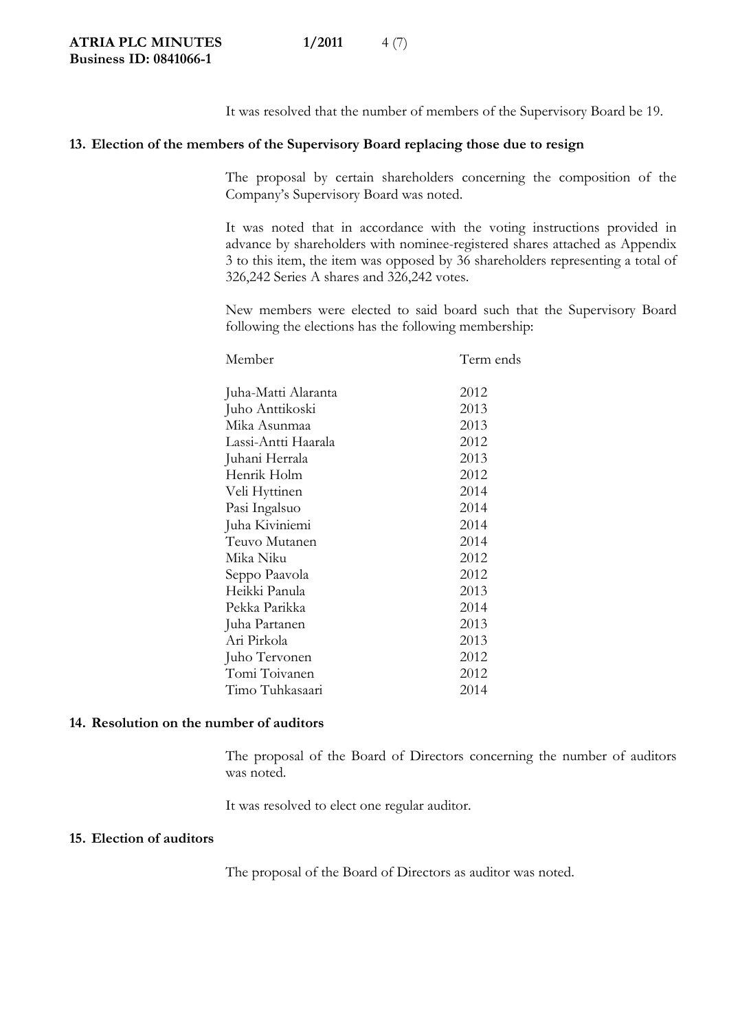It was resolved that the number of members of the Supervisory Board be 19.

## 13. Election of the members of the Supervisory Board replacing those due to resign

The proposal by certain shareholders concerning the composition of the Company's Supervisory Board was noted.

It was noted that in accordance with the voting instructions provided in advance by shareholders with nominee-registered shares attached as Appendix 3 to this item, the item was opposed by 36 shareholders representing a total of 326,242 Series A shares and 326,242 votes.

New members were elected to said board such that the Supervisory Board following the elections has the following membership:

| Member | Term ends |
|---|---|
| Juha-Matti Alaranta | 2012 |
| Juho Anttikoski | 2013 |
| Mika Asunmaa | 2013 |
| Lassi-Antti Haarala | 2012 |
| Juhani Herrala | 2013 |
| Henrik Holm | 2012 |
| Veli Hyttinen | 2014 |
| Pasi Ingalsuo | 2014 |
| Juha Kiviniemi | 2014 |
| Teuvo Mutanen | 2014 |
| Mika Niku | 2012 |
| Seppo Paavola | 2012 |
| Heikki Panula | 2013 |
| Pekka Parikka | 2014 |
| Juha Partanen | 2013 |
| Ari Pirkola | 2013 |
| Juho Tervonen | 2012 |
| Tomi Toivanen | 2012 |
| Timo Tuhkasaari | 2014 |

## 14. Resolution on the number of auditors

The proposal of the Board of Directors concerning the number of auditors was noted.

It was resolved to elect one regular auditor.

## 15. Election of auditors

The proposal of the Board of Directors as auditor was noted.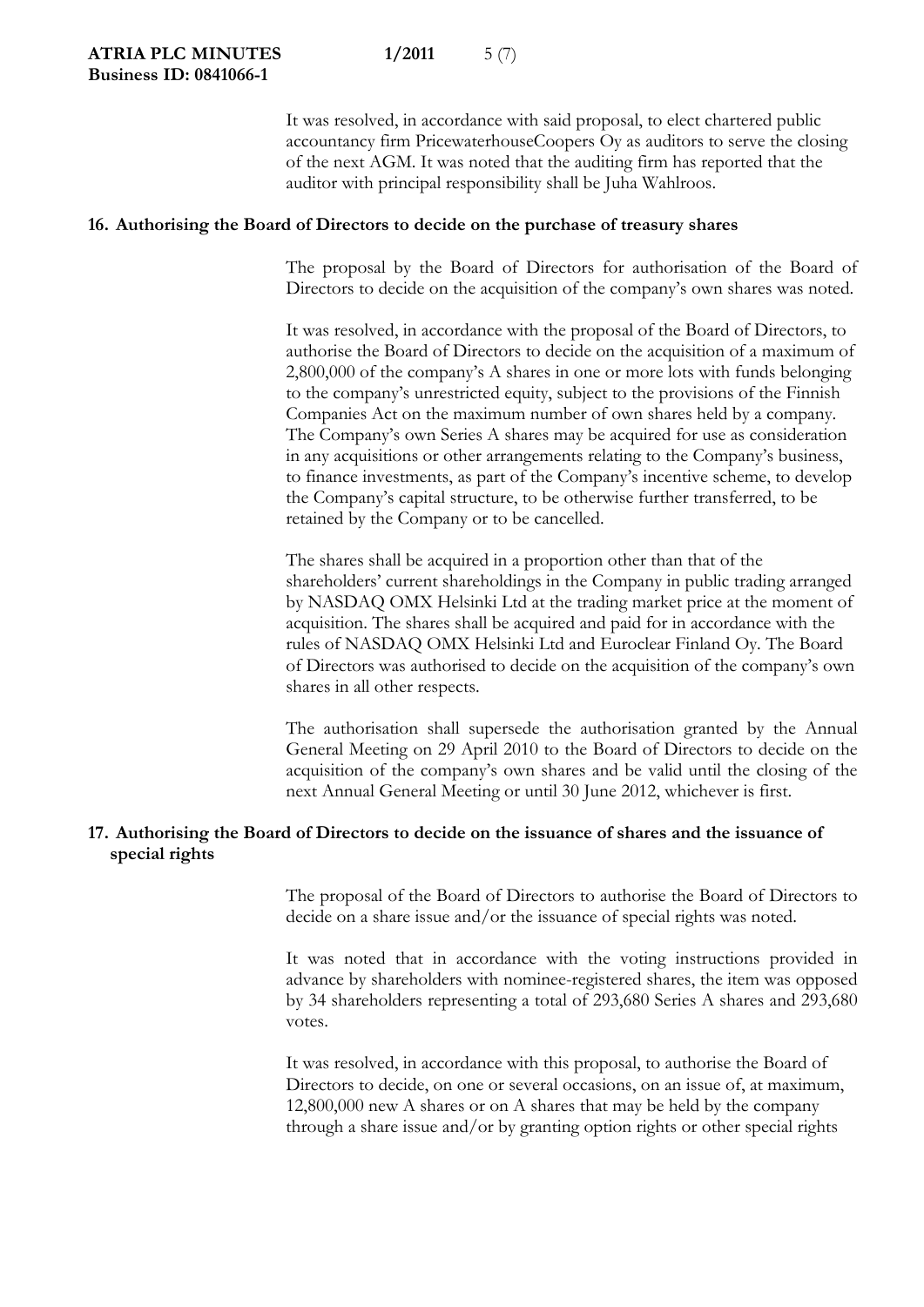It was resolved, in accordance with said proposal, to elect chartered public accountancy firm PricewaterhouseCoopers Oy as auditors to serve the closing of the next AGM. It was noted that the auditing firm has reported that the auditor with principal responsibility shall be Juha Wahlroos.

## 16. Authorising the Board of Directors to decide on the purchase of treasury shares

The proposal by the Board of Directors for authorisation of the Board of Directors to decide on the acquisition of the company's own shares was noted.

It was resolved, in accordance with the proposal of the Board of Directors, to authorise the Board of Directors to decide on the acquisition of a maximum of 2,800,000 of the company's A shares in one or more lots with funds belonging to the company's unrestricted equity, subject to the provisions of the Finnish Companies Act on the maximum number of own shares held by a company. The Company's own Series A shares may be acquired for use as consideration in any acquisitions or other arrangements relating to the Company's business, to finance investments, as part of the Company's incentive scheme, to develop the Company's capital structure, to be otherwise further transferred, to be retained by the Company or to be cancelled.

The shares shall be acquired in a proportion other than that of the shareholders' current shareholdings in the Company in public trading arranged by NASDAQ OMX Helsinki Ltd at the trading market price at the moment of acquisition. The shares shall be acquired and paid for in accordance with the rules of NASDAQ OMX Helsinki Ltd and Euroclear Finland Oy. The Board of Directors was authorised to decide on the acquisition of the company's own shares in all other respects.

The authorisation shall supersede the authorisation granted by the Annual General Meeting on 29 April 2010 to the Board of Directors to decide on the acquisition of the company's own shares and be valid until the closing of the next Annual General Meeting or until 30 June 2012, whichever is first.

## 17. Authorising the Board of Directors to decide on the issuance of shares and the issuance of special rights

The proposal of the Board of Directors to authorise the Board of Directors to decide on a share issue and/or the issuance of special rights was noted.

It was noted that in accordance with the voting instructions provided in advance by shareholders with nominee-registered shares, the item was opposed by 34 shareholders representing a total of 293,680 Series A shares and 293,680 votes.

It was resolved, in accordance with this proposal, to authorise the Board of Directors to decide, on one or several occasions, on an issue of, at maximum, 12,800,000 new A shares or on A shares that may be held by the company through a share issue and/or by granting option rights or other special rights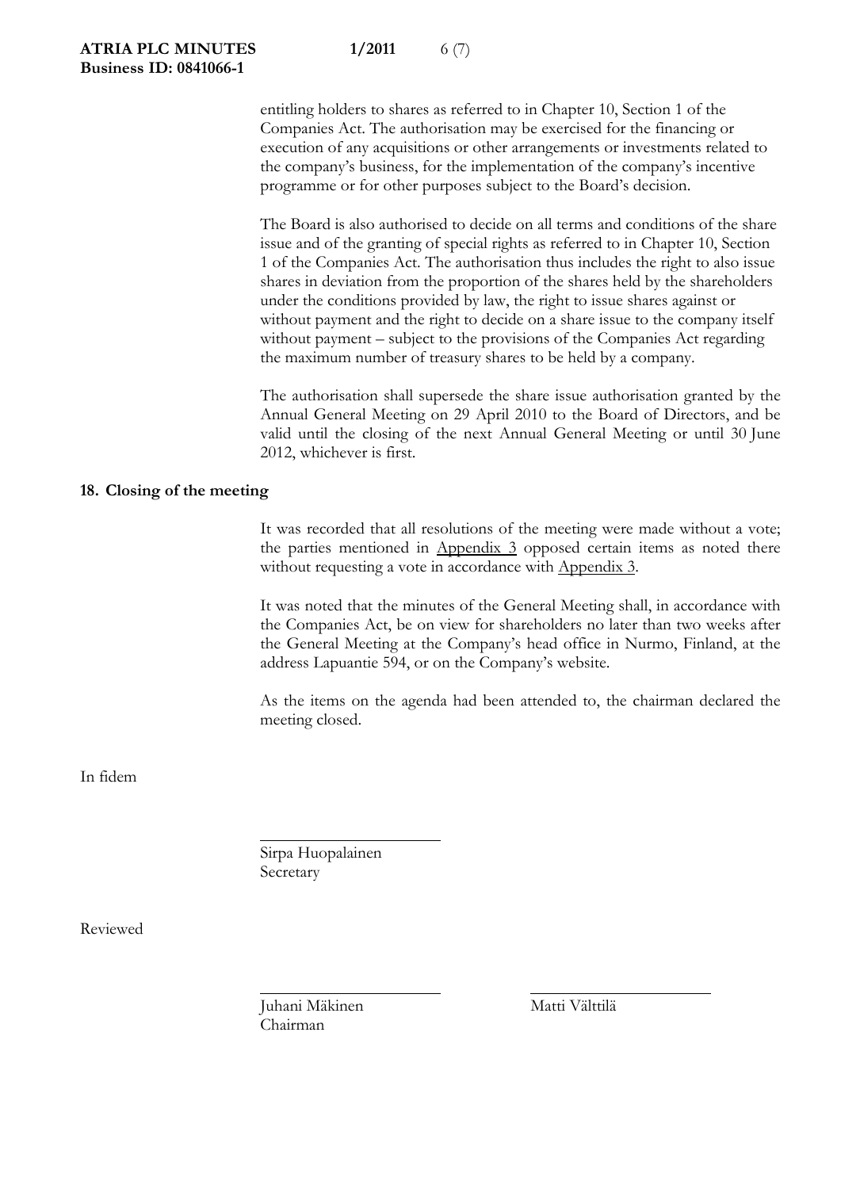entitling holders to shares as referred to in Chapter 10, Section 1 of the Companies Act. The authorisation may be exercised for the financing or execution of any acquisitions or other arrangements or investments related to the company's business, for the implementation of the company's incentive programme or for other purposes subject to the Board's decision.

The Board is also authorised to decide on all terms and conditions of the share issue and of the granting of special rights as referred to in Chapter 10, Section 1 of the Companies Act. The authorisation thus includes the right to also issue shares in deviation from the proportion of the shares held by the shareholders under the conditions provided by law, the right to issue shares against or without payment and the right to decide on a share issue to the company itself without payment – subject to the provisions of the Companies Act regarding the maximum number of treasury shares to be held by a company.

The authorisation shall supersede the share issue authorisation granted by the Annual General Meeting on 29 April 2010 to the Board of Directors, and be valid until the closing of the next Annual General Meeting or until 30 June 2012, whichever is first.

## 18. Closing of the meeting

It was recorded that all resolutions of the meeting were made without a vote; the parties mentioned in Appendix 3 opposed certain items as noted there without requesting a vote in accordance with Appendix 3.

It was noted that the minutes of the General Meeting shall, in accordance with the Companies Act, be on view for shareholders no later than two weeks after the General Meeting at the Company's head office in Nurmo, Finland, at the address Lapuantie 594, or on the Company's website.

As the items on the agenda had been attended to, the chairman declared the meeting closed.

In fidem

Sirpa Huopalainen
Secretary

Reviewed

Juhani Mäkinen
Chairman

Matti Välttilä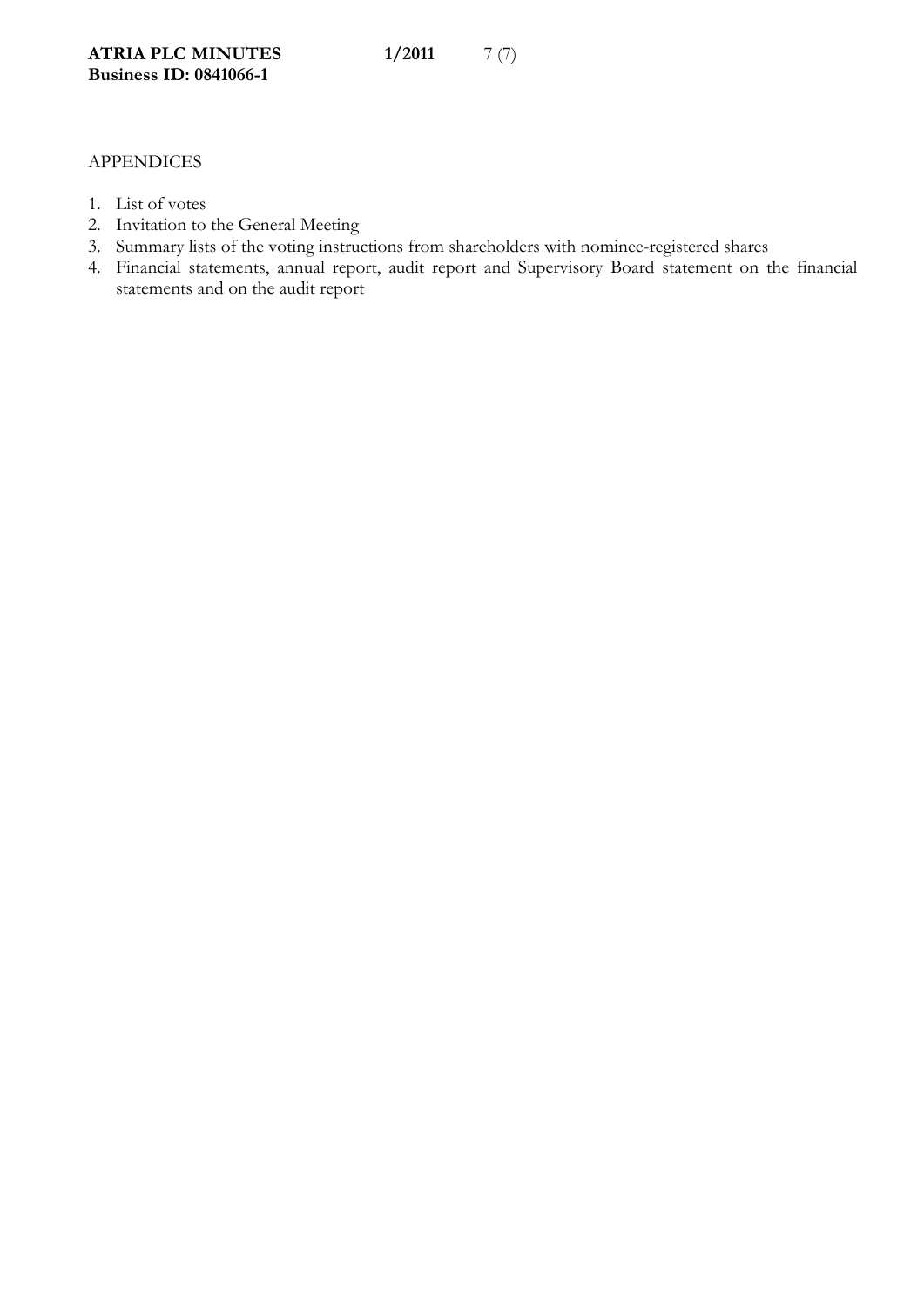APPENDICES

1. List of votes
2. Invitation to the General Meeting
3. Summary lists of the voting instructions from shareholders with nominee-registered shares
4. Financial statements, annual report, audit report and Supervisory Board statement on the financial statements and on the audit report